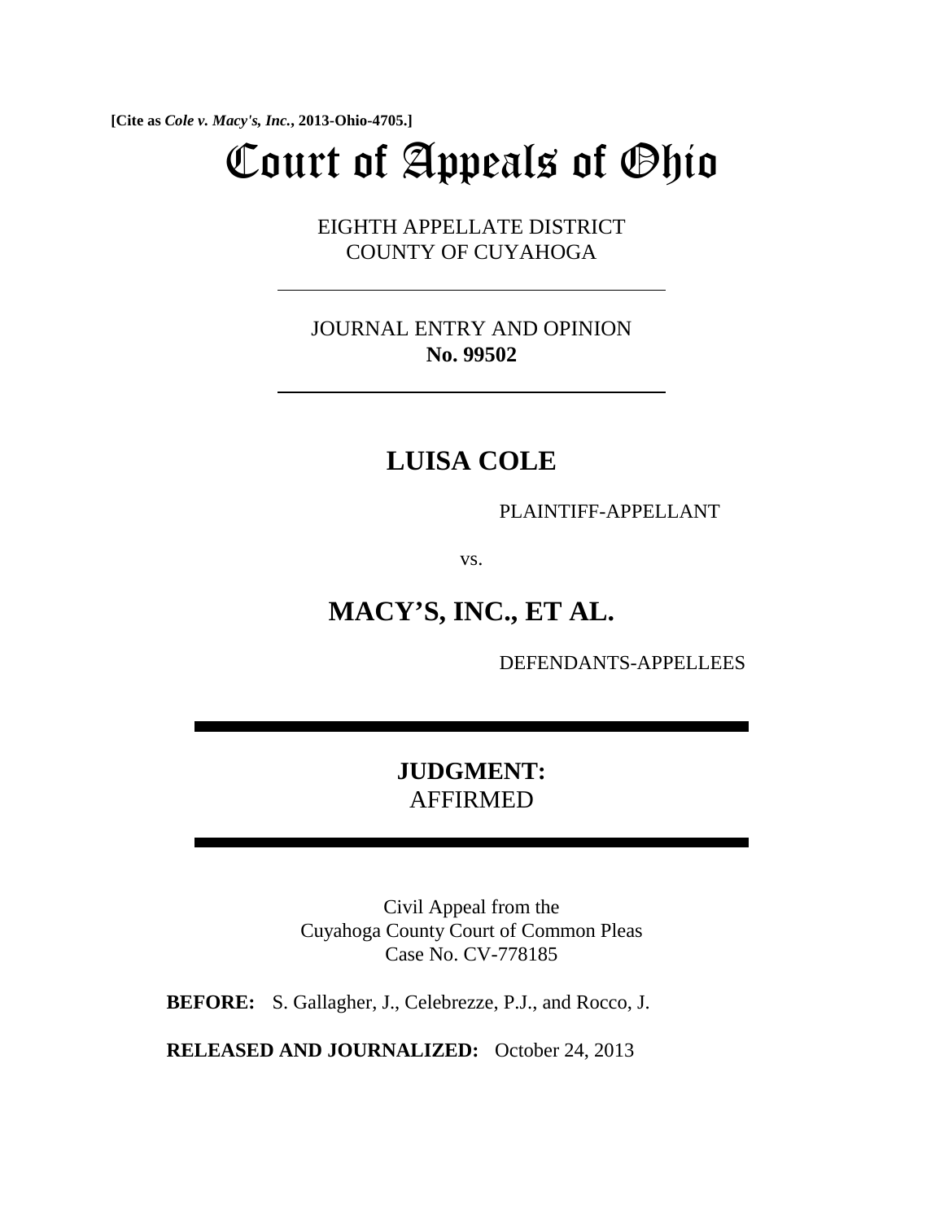**[Cite as *Cole v. Macy's, Inc.*, 2013-Ohio-4705.]**

# Court of Appeals of Ohio

EIGHTH APPELLATE DISTRICT
COUNTY OF CUYAHOGA

---

JOURNAL ENTRY AND OPINION
**No. 99502**

---

## LUISA COLE

PLAINTIFF-APPELLANT

vs.

## MACY'S, INC., ET AL.

DEFENDANTS-APPELLEES

---

**JUDGMENT:**
AFFIRMED

---

Civil Appeal from the
Cuyahoga County Court of Common Pleas
Case No. CV-778185

**BEFORE:** S. Gallagher, J., Celebrezze, P.J., and Rocco, J.

**RELEASED AND JOURNALIZED:** October 24, 2013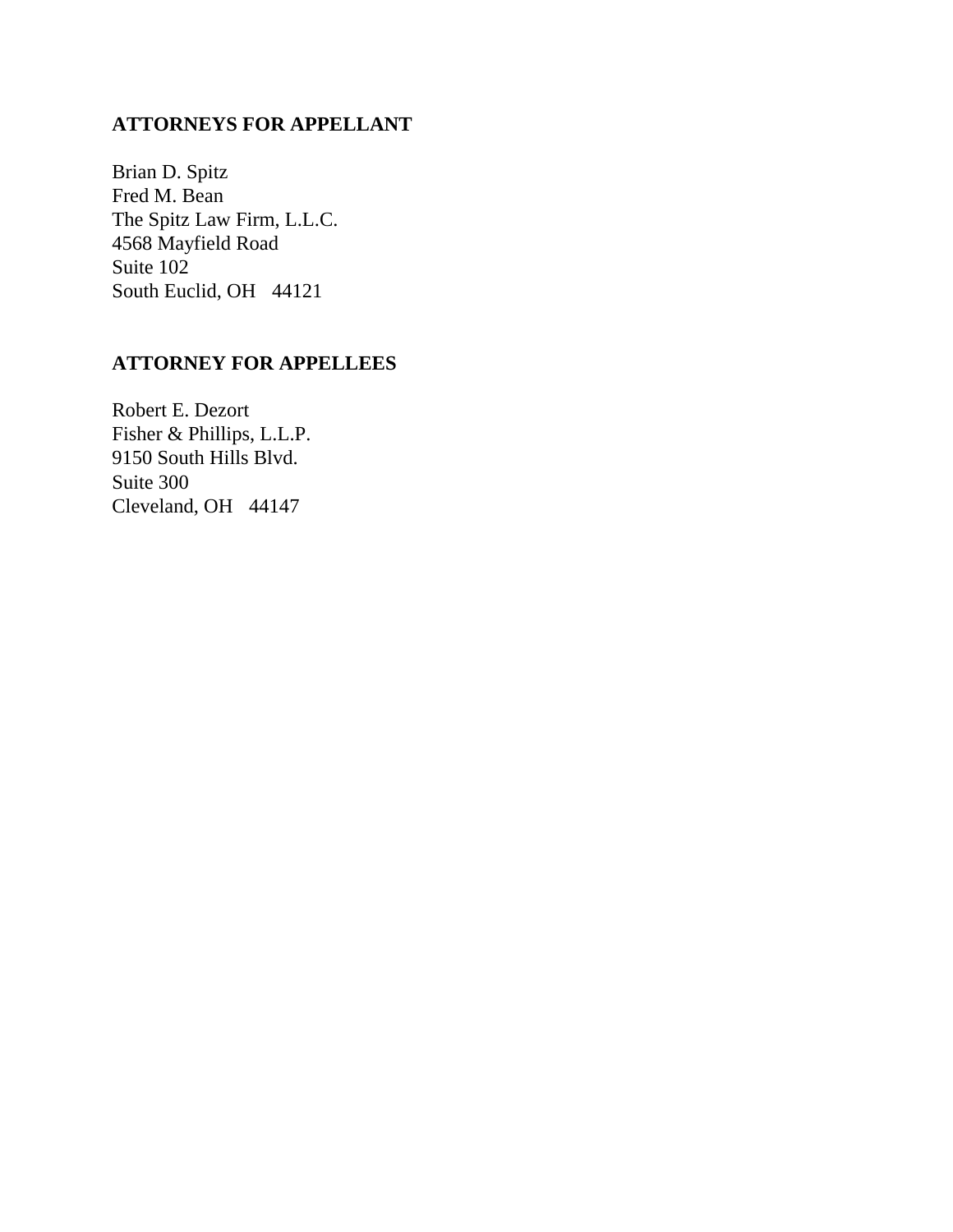**ATTORNEYS FOR APPELLANT**

Brian D. Spitz
Fred M. Bean
The Spitz Law Firm, L.L.C.
4568 Mayfield Road
Suite 102
South Euclid, OH 44121

**ATTORNEY FOR APPELLEES**

Robert E. Dezort
Fisher & Phillips, L.L.P.
9150 South Hills Blvd.
Suite 300
Cleveland, OH 44147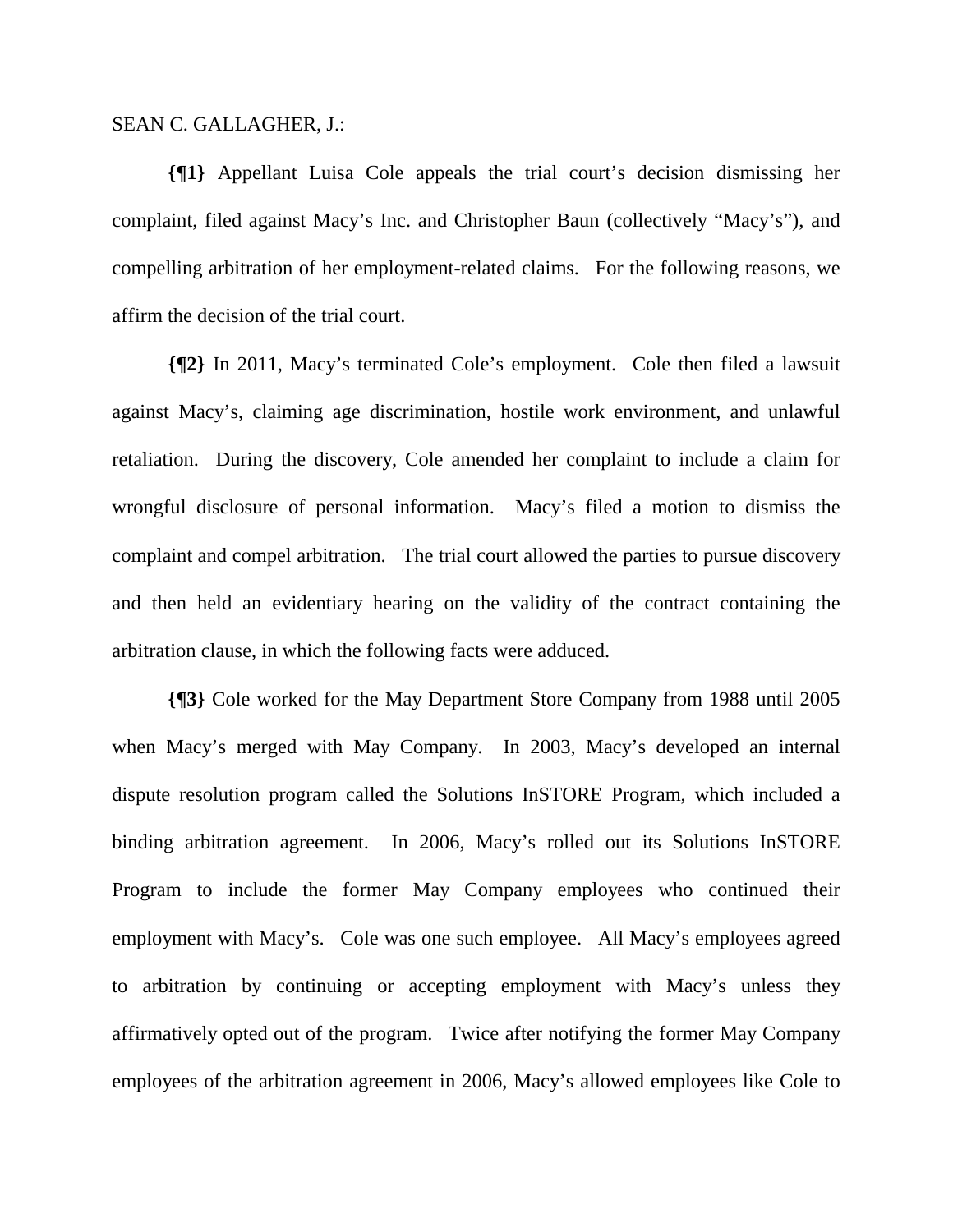SEAN C. GALLAGHER, J.:

**{¶1}** Appellant Luisa Cole appeals the trial court's decision dismissing her complaint, filed against Macy's Inc. and Christopher Baun (collectively "Macy's"), and compelling arbitration of her employment-related claims. For the following reasons, we affirm the decision of the trial court.

**{¶2}** In 2011, Macy's terminated Cole's employment. Cole then filed a lawsuit against Macy's, claiming age discrimination, hostile work environment, and unlawful retaliation. During the discovery, Cole amended her complaint to include a claim for wrongful disclosure of personal information. Macy's filed a motion to dismiss the complaint and compel arbitration. The trial court allowed the parties to pursue discovery and then held an evidentiary hearing on the validity of the contract containing the arbitration clause, in which the following facts were adduced.

**{¶3}** Cole worked for the May Department Store Company from 1988 until 2005 when Macy's merged with May Company. In 2003, Macy's developed an internal dispute resolution program called the Solutions InSTORE Program, which included a binding arbitration agreement. In 2006, Macy's rolled out its Solutions InSTORE Program to include the former May Company employees who continued their employment with Macy's. Cole was one such employee. All Macy's employees agreed to arbitration by continuing or accepting employment with Macy's unless they affirmatively opted out of the program. Twice after notifying the former May Company employees of the arbitration agreement in 2006, Macy's allowed employees like Cole to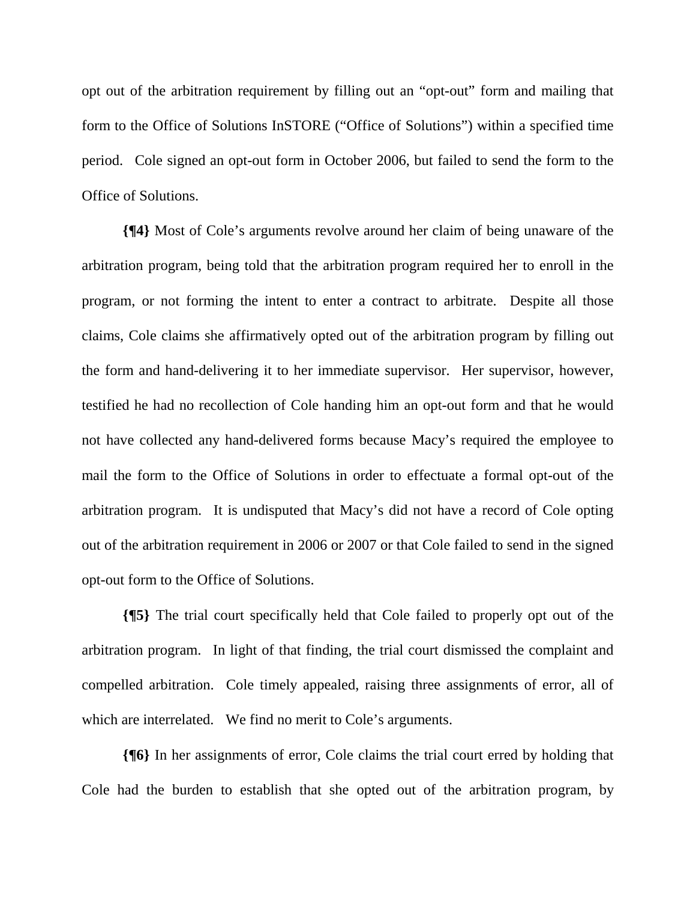opt out of the arbitration requirement by filling out an "opt-out" form and mailing that form to the Office of Solutions InSTORE ("Office of Solutions") within a specified time period. Cole signed an opt-out form in October 2006, but failed to send the form to the Office of Solutions.

**{¶4}** Most of Cole's arguments revolve around her claim of being unaware of the arbitration program, being told that the arbitration program required her to enroll in the program, or not forming the intent to enter a contract to arbitrate. Despite all those claims, Cole claims she affirmatively opted out of the arbitration program by filling out the form and hand-delivering it to her immediate supervisor. Her supervisor, however, testified he had no recollection of Cole handing him an opt-out form and that he would not have collected any hand-delivered forms because Macy's required the employee to mail the form to the Office of Solutions in order to effectuate a formal opt-out of the arbitration program. It is undisputed that Macy's did not have a record of Cole opting out of the arbitration requirement in 2006 or 2007 or that Cole failed to send in the signed opt-out form to the Office of Solutions.

**{¶5}** The trial court specifically held that Cole failed to properly opt out of the arbitration program. In light of that finding, the trial court dismissed the complaint and compelled arbitration. Cole timely appealed, raising three assignments of error, all of which are interrelated. We find no merit to Cole's arguments.

**{¶6}** In her assignments of error, Cole claims the trial court erred by holding that Cole had the burden to establish that she opted out of the arbitration program, by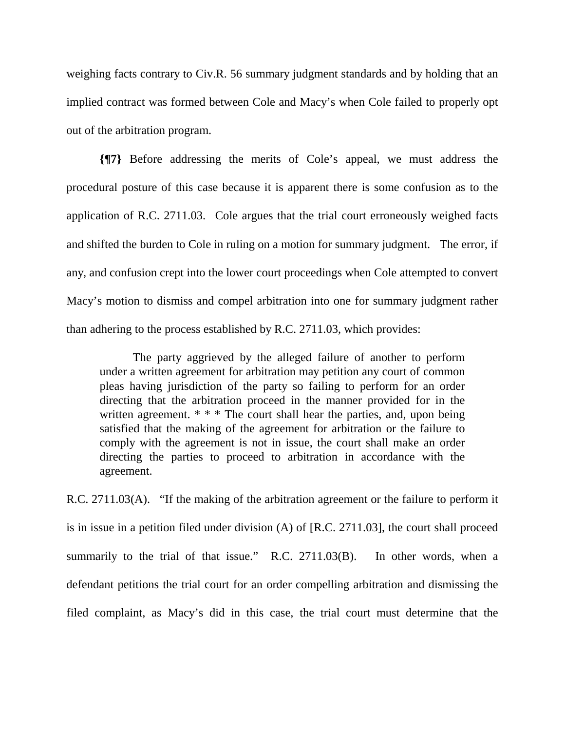weighing facts contrary to Civ.R. 56 summary judgment standards and by holding that an implied contract was formed between Cole and Macy's when Cole failed to properly opt out of the arbitration program.

**{¶7}** Before addressing the merits of Cole's appeal, we must address the procedural posture of this case because it is apparent there is some confusion as to the application of R.C. 2711.03. Cole argues that the trial court erroneously weighed facts and shifted the burden to Cole in ruling on a motion for summary judgment. The error, if any, and confusion crept into the lower court proceedings when Cole attempted to convert Macy's motion to dismiss and compel arbitration into one for summary judgment rather than adhering to the process established by R.C. 2711.03, which provides:

> The party aggrieved by the alleged failure of another to perform under a written agreement for arbitration may petition any court of common pleas having jurisdiction of the party so failing to perform for an order directing that the arbitration proceed in the manner provided for in the written agreement. * * * The court shall hear the parties, and, upon being satisfied that the making of the agreement for arbitration or the failure to comply with the agreement is not in issue, the court shall make an order directing the parties to proceed to arbitration in accordance with the agreement.

R.C. 2711.03(A). "If the making of the arbitration agreement or the failure to perform it is in issue in a petition filed under division (A) of [R.C. 2711.03], the court shall proceed summarily to the trial of that issue." R.C. 2711.03(B). In other words, when a defendant petitions the trial court for an order compelling arbitration and dismissing the filed complaint, as Macy's did in this case, the trial court must determine that the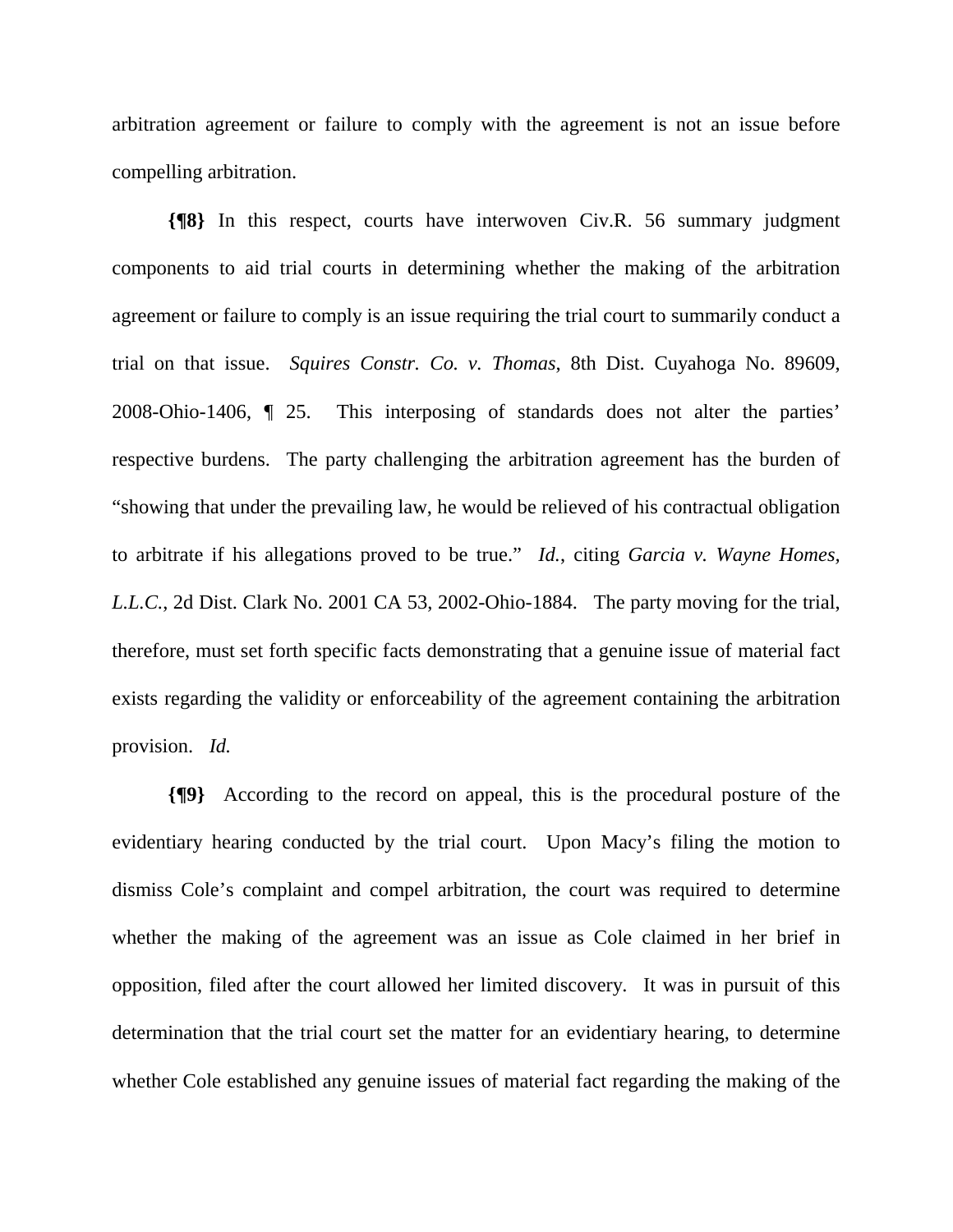arbitration agreement or failure to comply with the agreement is not an issue before compelling arbitration.

**{¶8}** In this respect, courts have interwoven Civ.R. 56 summary judgment components to aid trial courts in determining whether the making of the arbitration agreement or failure to comply is an issue requiring the trial court to summarily conduct a trial on that issue. *Squires Constr. Co. v. Thomas*, 8th Dist. Cuyahoga No. 89609, 2008-Ohio-1406, ¶ 25. This interposing of standards does not alter the parties' respective burdens. The party challenging the arbitration agreement has the burden of "showing that under the prevailing law, he would be relieved of his contractual obligation to arbitrate if his allegations proved to be true." *Id.*, citing *Garcia v. Wayne Homes, L.L.C.*, 2d Dist. Clark No. 2001 CA 53, 2002-Ohio-1884. The party moving for the trial, therefore, must set forth specific facts demonstrating that a genuine issue of material fact exists regarding the validity or enforceability of the agreement containing the arbitration provision. *Id.*

**{¶9}** According to the record on appeal, this is the procedural posture of the evidentiary hearing conducted by the trial court. Upon Macy's filing the motion to dismiss Cole's complaint and compel arbitration, the court was required to determine whether the making of the agreement was an issue as Cole claimed in her brief in opposition, filed after the court allowed her limited discovery. It was in pursuit of this determination that the trial court set the matter for an evidentiary hearing, to determine whether Cole established any genuine issues of material fact regarding the making of the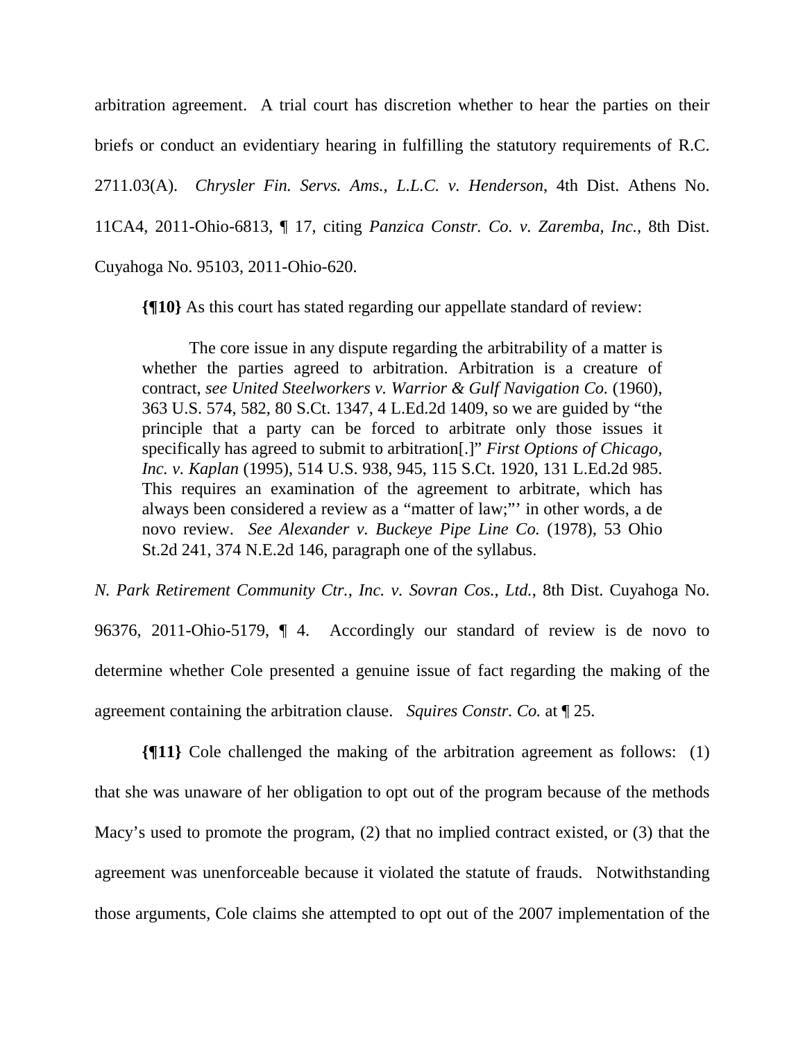arbitration agreement. A trial court has discretion whether to hear the parties on their briefs or conduct an evidentiary hearing in fulfilling the statutory requirements of R.C. 2711.03(A). *Chrysler Fin. Servs. Ams., L.L.C. v. Henderson*, 4th Dist. Athens No. 11CA4, 2011-Ohio-6813, ¶ 17, citing *Panzica Constr. Co. v. Zaremba, Inc.*, 8th Dist. Cuyahoga No. 95103, 2011-Ohio-620.

**{¶10}** As this court has stated regarding our appellate standard of review:

> The core issue in any dispute regarding the arbitrability of a matter is whether the parties agreed to arbitration. Arbitration is a creature of contract, *see United Steelworkers v. Warrior & Gulf Navigation Co.* (1960), 363 U.S. 574, 582, 80 S.Ct. 1347, 4 L.Ed.2d 1409, so we are guided by "the principle that a party can be forced to arbitrate only those issues it specifically has agreed to submit to arbitration[.]" *First Options of Chicago, Inc. v. Kaplan* (1995), 514 U.S. 938, 945, 115 S.Ct. 1920, 131 L.Ed.2d 985. This requires an examination of the agreement to arbitrate, which has always been considered a review as a "matter of law;"' in other words, a de novo review. *See Alexander v. Buckeye Pipe Line Co.* (1978), 53 Ohio St.2d 241, 374 N.E.2d 146, paragraph one of the syllabus.

*N. Park Retirement Community Ctr., Inc. v. Sovran Cos., Ltd.*, 8th Dist. Cuyahoga No. 96376, 2011-Ohio-5179, ¶ 4. Accordingly our standard of review is de novo to determine whether Cole presented a genuine issue of fact regarding the making of the agreement containing the arbitration clause. *Squires Constr. Co.* at ¶ 25.

**{¶11}** Cole challenged the making of the arbitration agreement as follows: (1) that she was unaware of her obligation to opt out of the program because of the methods Macy's used to promote the program, (2) that no implied contract existed, or (3) that the agreement was unenforceable because it violated the statute of frauds. Notwithstanding those arguments, Cole claims she attempted to opt out of the 2007 implementation of the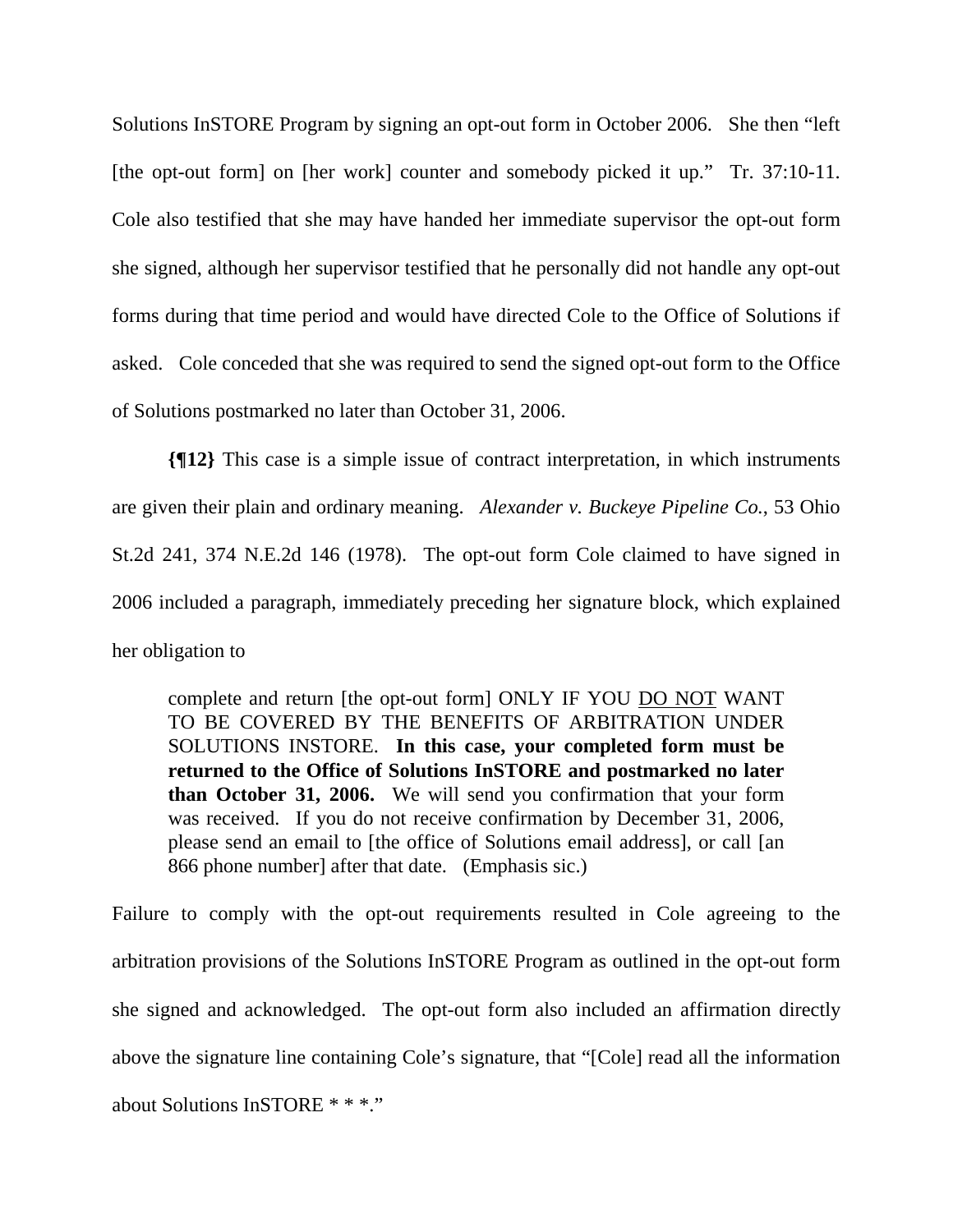Solutions InSTORE Program by signing an opt-out form in October 2006. She then "left [the opt-out form] on [her work] counter and somebody picked it up." Tr. 37:10-11. Cole also testified that she may have handed her immediate supervisor the opt-out form she signed, although her supervisor testified that he personally did not handle any opt-out forms during that time period and would have directed Cole to the Office of Solutions if asked. Cole conceded that she was required to send the signed opt-out form to the Office of Solutions postmarked no later than October 31, 2006.

**{¶12}** This case is a simple issue of contract interpretation, in which instruments are given their plain and ordinary meaning. *Alexander v. Buckeye Pipeline Co.*, 53 Ohio St.2d 241, 374 N.E.2d 146 (1978). The opt-out form Cole claimed to have signed in 2006 included a paragraph, immediately preceding her signature block, which explained her obligation to

> complete and return [the opt-out form] ONLY IF YOU <u>DO NOT</u> WANT TO BE COVERED BY THE BENEFITS OF ARBITRATION UNDER SOLUTIONS INSTORE. **In this case, your completed form must be returned to the Office of Solutions InSTORE and postmarked no later than October 31, 2006.** We will send you confirmation that your form was received. If you do not receive confirmation by December 31, 2006, please send an email to [the office of Solutions email address], or call [an 866 phone number] after that date. (Emphasis sic.)

Failure to comply with the opt-out requirements resulted in Cole agreeing to the arbitration provisions of the Solutions InSTORE Program as outlined in the opt-out form she signed and acknowledged. The opt-out form also included an affirmation directly above the signature line containing Cole's signature, that "[Cole] read all the information about Solutions InSTORE * * *."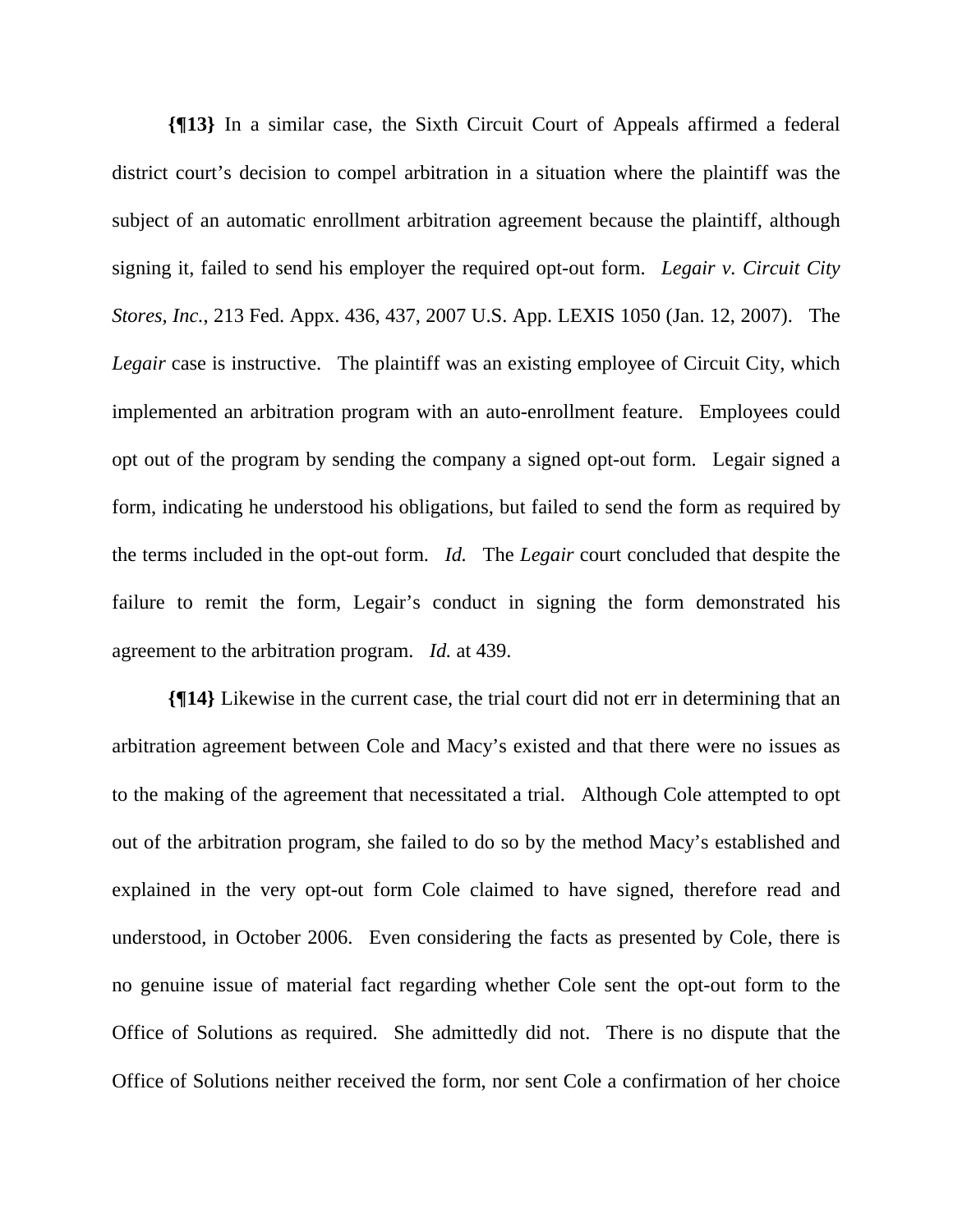**{¶13}** In a similar case, the Sixth Circuit Court of Appeals affirmed a federal district court's decision to compel arbitration in a situation where the plaintiff was the subject of an automatic enrollment arbitration agreement because the plaintiff, although signing it, failed to send his employer the required opt-out form. *Legair v. Circuit City Stores, Inc.*, 213 Fed. Appx. 436, 437, 2007 U.S. App. LEXIS 1050 (Jan. 12, 2007). The *Legair* case is instructive. The plaintiff was an existing employee of Circuit City, which implemented an arbitration program with an auto-enrollment feature. Employees could opt out of the program by sending the company a signed opt-out form. Legair signed a form, indicating he understood his obligations, but failed to send the form as required by the terms included in the opt-out form. *Id.* The *Legair* court concluded that despite the failure to remit the form, Legair's conduct in signing the form demonstrated his agreement to the arbitration program. *Id.* at 439.

**{¶14}** Likewise in the current case, the trial court did not err in determining that an arbitration agreement between Cole and Macy's existed and that there were no issues as to the making of the agreement that necessitated a trial. Although Cole attempted to opt out of the arbitration program, she failed to do so by the method Macy's established and explained in the very opt-out form Cole claimed to have signed, therefore read and understood, in October 2006. Even considering the facts as presented by Cole, there is no genuine issue of material fact regarding whether Cole sent the opt-out form to the Office of Solutions as required. She admittedly did not. There is no dispute that the Office of Solutions neither received the form, nor sent Cole a confirmation of her choice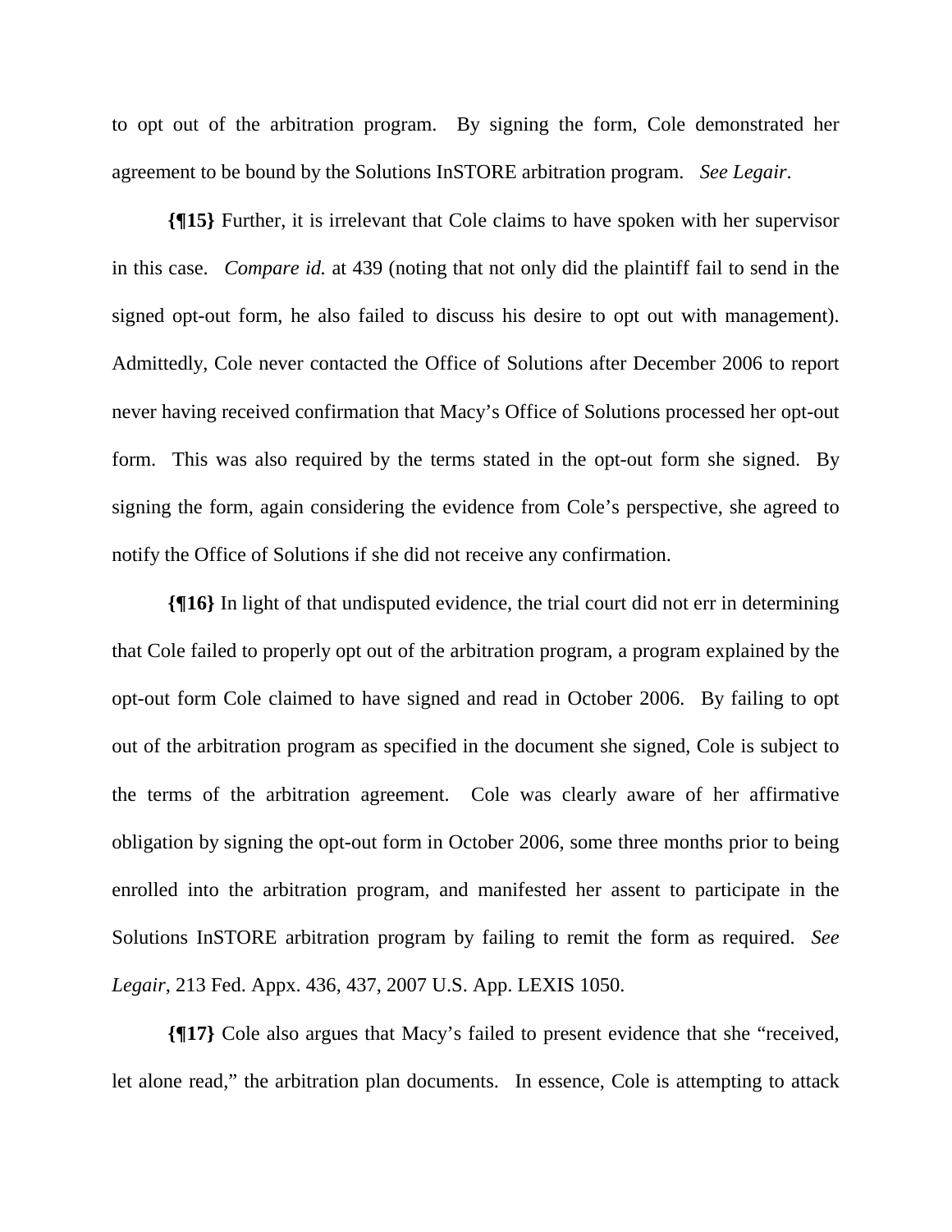to opt out of the arbitration program. By signing the form, Cole demonstrated her agreement to be bound by the Solutions InSTORE arbitration program. *See Legair*.

**{¶15}** Further, it is irrelevant that Cole claims to have spoken with her supervisor in this case. *Compare id.* at 439 (noting that not only did the plaintiff fail to send in the signed opt-out form, he also failed to discuss his desire to opt out with management). Admittedly, Cole never contacted the Office of Solutions after December 2006 to report never having received confirmation that Macy's Office of Solutions processed her opt-out form. This was also required by the terms stated in the opt-out form she signed. By signing the form, again considering the evidence from Cole's perspective, she agreed to notify the Office of Solutions if she did not receive any confirmation.

**{¶16}** In light of that undisputed evidence, the trial court did not err in determining that Cole failed to properly opt out of the arbitration program, a program explained by the opt-out form Cole claimed to have signed and read in October 2006. By failing to opt out of the arbitration program as specified in the document she signed, Cole is subject to the terms of the arbitration agreement. Cole was clearly aware of her affirmative obligation by signing the opt-out form in October 2006, some three months prior to being enrolled into the arbitration program, and manifested her assent to participate in the Solutions InSTORE arbitration program by failing to remit the form as required. *See Legair*, 213 Fed. Appx. 436, 437, 2007 U.S. App. LEXIS 1050.

**{¶17}** Cole also argues that Macy's failed to present evidence that she "received, let alone read," the arbitration plan documents. In essence, Cole is attempting to attack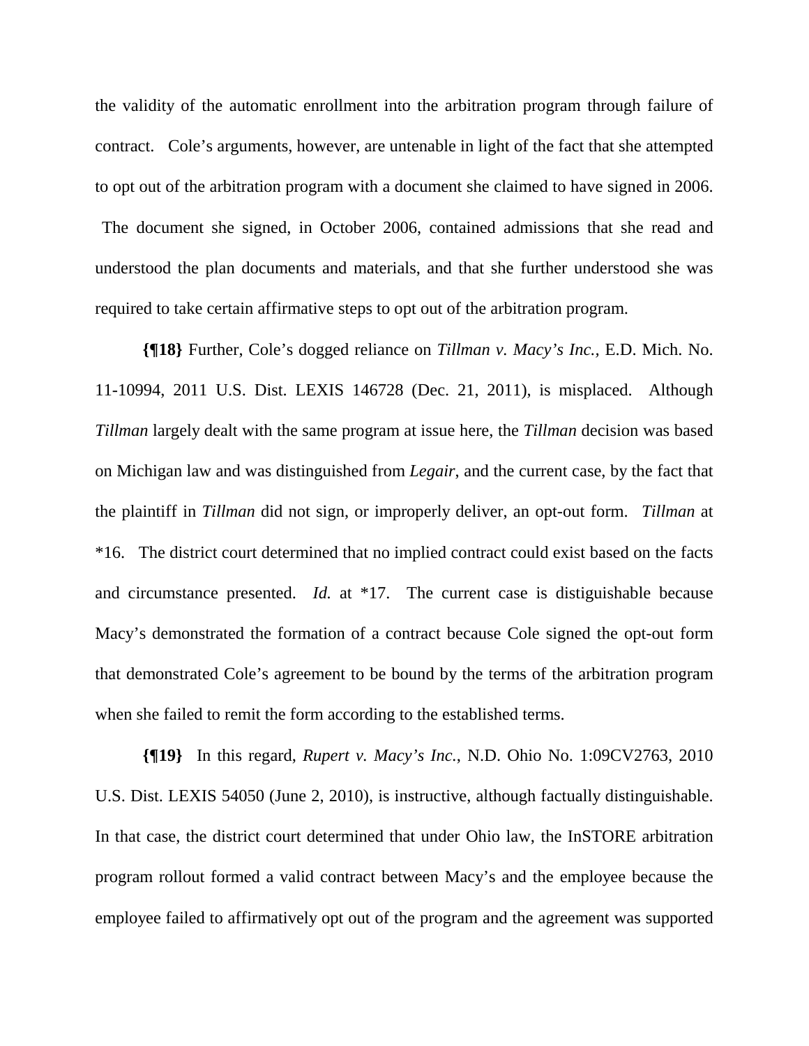the validity of the automatic enrollment into the arbitration program through failure of contract. Cole's arguments, however, are untenable in light of the fact that she attempted to opt out of the arbitration program with a document she claimed to have signed in 2006. The document she signed, in October 2006, contained admissions that she read and understood the plan documents and materials, and that she further understood she was required to take certain affirmative steps to opt out of the arbitration program.

**{¶18}** Further, Cole's dogged reliance on *Tillman v. Macy's Inc.,* E.D. Mich. No. 11-10994, 2011 U.S. Dist. LEXIS 146728 (Dec. 21, 2011), is misplaced. Although *Tillman* largely dealt with the same program at issue here, the *Tillman* decision was based on Michigan law and was distinguished from *Legair*, and the current case, by the fact that the plaintiff in *Tillman* did not sign, or improperly deliver, an opt-out form. *Tillman* at *16. The district court determined that no implied contract could exist based on the facts and circumstance presented. *Id.* at *17. The current case is distiguishable because Macy's demonstrated the formation of a contract because Cole signed the opt-out form that demonstrated Cole's agreement to be bound by the terms of the arbitration program when she failed to remit the form according to the established terms.

**{¶19}** In this regard, *Rupert v. Macy's Inc.*, N.D. Ohio No. 1:09CV2763, 2010 U.S. Dist. LEXIS 54050 (June 2, 2010), is instructive, although factually distinguishable. In that case, the district court determined that under Ohio law, the InSTORE arbitration program rollout formed a valid contract between Macy's and the employee because the employee failed to affirmatively opt out of the program and the agreement was supported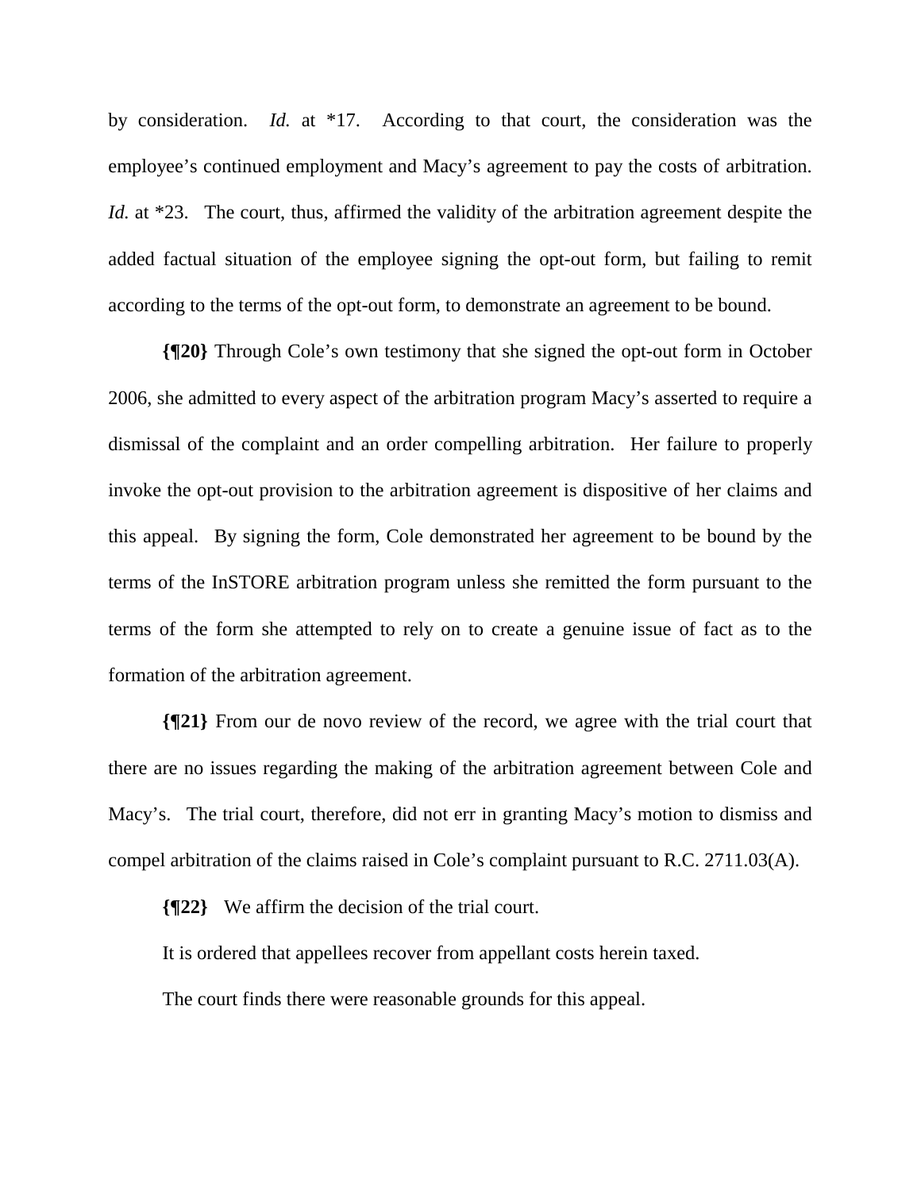by consideration. *Id.* at *17. According to that court, the consideration was the employee's continued employment and Macy's agreement to pay the costs of arbitration. *Id.* at *23. The court, thus, affirmed the validity of the arbitration agreement despite the added factual situation of the employee signing the opt-out form, but failing to remit according to the terms of the opt-out form, to demonstrate an agreement to be bound.

**{¶20}** Through Cole's own testimony that she signed the opt-out form in October 2006, she admitted to every aspect of the arbitration program Macy's asserted to require a dismissal of the complaint and an order compelling arbitration. Her failure to properly invoke the opt-out provision to the arbitration agreement is dispositive of her claims and this appeal. By signing the form, Cole demonstrated her agreement to be bound by the terms of the InSTORE arbitration program unless she remitted the form pursuant to the terms of the form she attempted to rely on to create a genuine issue of fact as to the formation of the arbitration agreement.

**{¶21}** From our de novo review of the record, we agree with the trial court that there are no issues regarding the making of the arbitration agreement between Cole and Macy's. The trial court, therefore, did not err in granting Macy's motion to dismiss and compel arbitration of the claims raised in Cole's complaint pursuant to R.C. 2711.03(A).

**{¶22}** We affirm the decision of the trial court.

It is ordered that appellees recover from appellant costs herein taxed.

The court finds there were reasonable grounds for this appeal.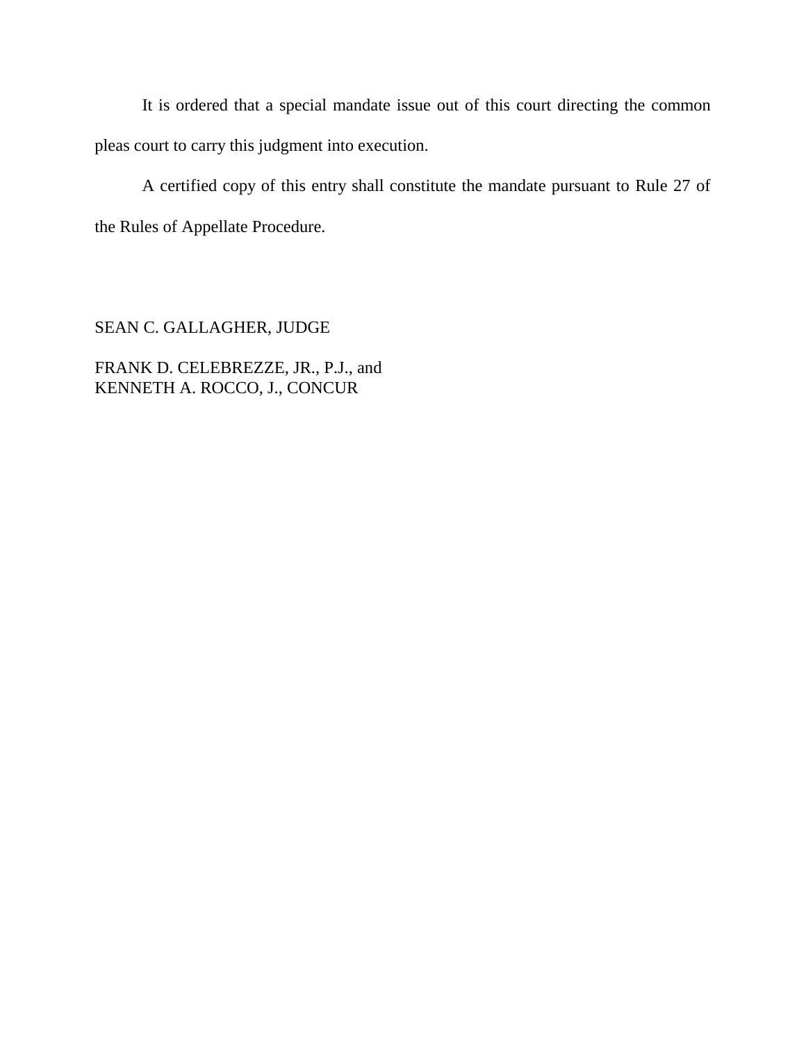It is ordered that a special mandate issue out of this court directing the common pleas court to carry this judgment into execution.

A certified copy of this entry shall constitute the mandate pursuant to Rule 27 of the Rules of Appellate Procedure.

SEAN C. GALLAGHER, JUDGE

FRANK D. CELEBREZZE, JR., P.J., and
KENNETH A. ROCCO, J., CONCUR